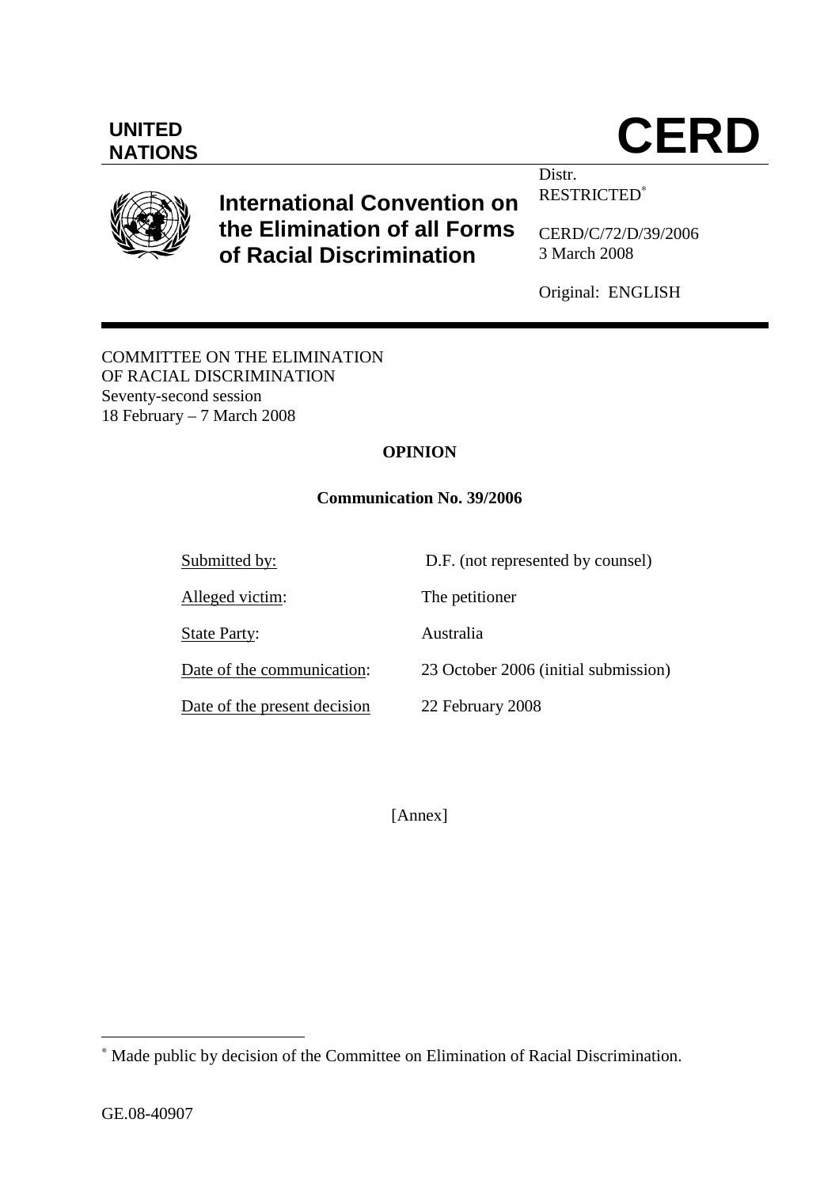**UNITED NATIONS**

# CERD

## International Convention on the Elimination of all Forms of Racial Discrimination

Distr.
RESTRICTED*

CERD/C/72/D/39/2006
3 March 2008

Original: ENGLISH

COMMITTEE ON THE ELIMINATION
OF RACIAL DISCRIMINATION
Seventy-second session
18 February – 7 March 2008

**OPINION**

**Communication No. 39/2006**

| | |
|---|---|
| Submitted by: | D.F. (not represented by counsel) |
| Alleged victim: | The petitioner |
| State Party: | Australia |
| Date of the communication: | 23 October 2006 (initial submission) |
| Date of the present decision | 22 February 2008 |

[Annex]

---

* Made public by decision of the Committee on Elimination of Racial Discrimination.

GE.08-40907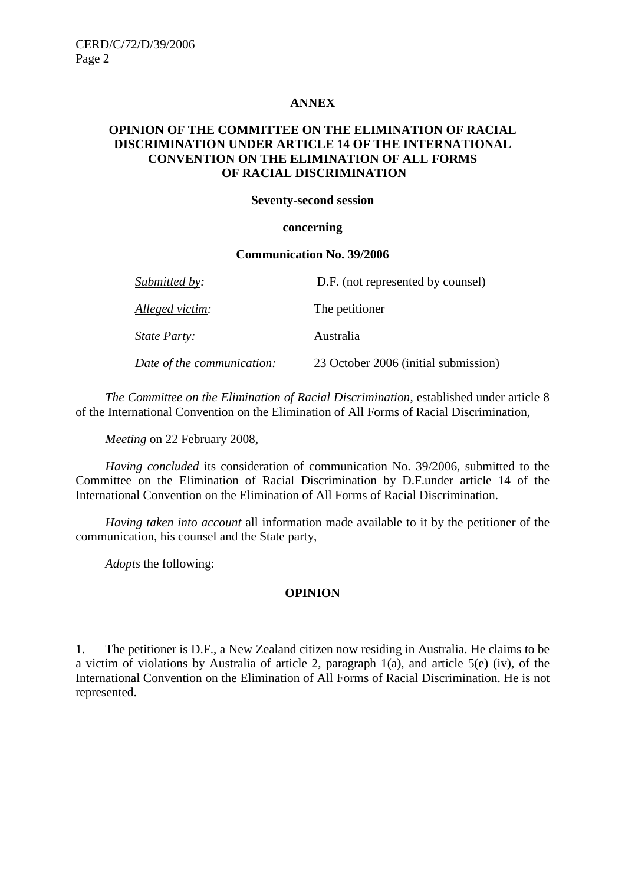**ANNEX**

**OPINION OF THE COMMITTEE ON THE ELIMINATION OF RACIAL DISCRIMINATION UNDER ARTICLE 14 OF THE INTERNATIONAL CONVENTION ON THE ELIMINATION OF ALL FORMS OF RACIAL DISCRIMINATION**

**Seventy-second session**

**concerning**

**Communication No. 39/2006**

| | |
|---|---|
| *Submitted by:* | D.F. (not represented by counsel) |
| *Alleged victim:* | The petitioner |
| *State Party:* | Australia |
| *Date of the communication:* | 23 October 2006 (initial submission) |

*The Committee on the Elimination of Racial Discrimination*, established under article 8 of the International Convention on the Elimination of All Forms of Racial Discrimination,

*Meeting* on 22 February 2008,

*Having concluded* its consideration of communication No. 39/2006, submitted to the Committee on the Elimination of Racial Discrimination by D.F.under article 14 of the International Convention on the Elimination of All Forms of Racial Discrimination.

*Having taken into account* all information made available to it by the petitioner of the communication, his counsel and the State party,

*Adopts* the following:

**OPINION**

1. The petitioner is D.F., a New Zealand citizen now residing in Australia. He claims to be a victim of violations by Australia of article 2, paragraph 1(a), and article 5(e) (iv), of the International Convention on the Elimination of All Forms of Racial Discrimination. He is not represented.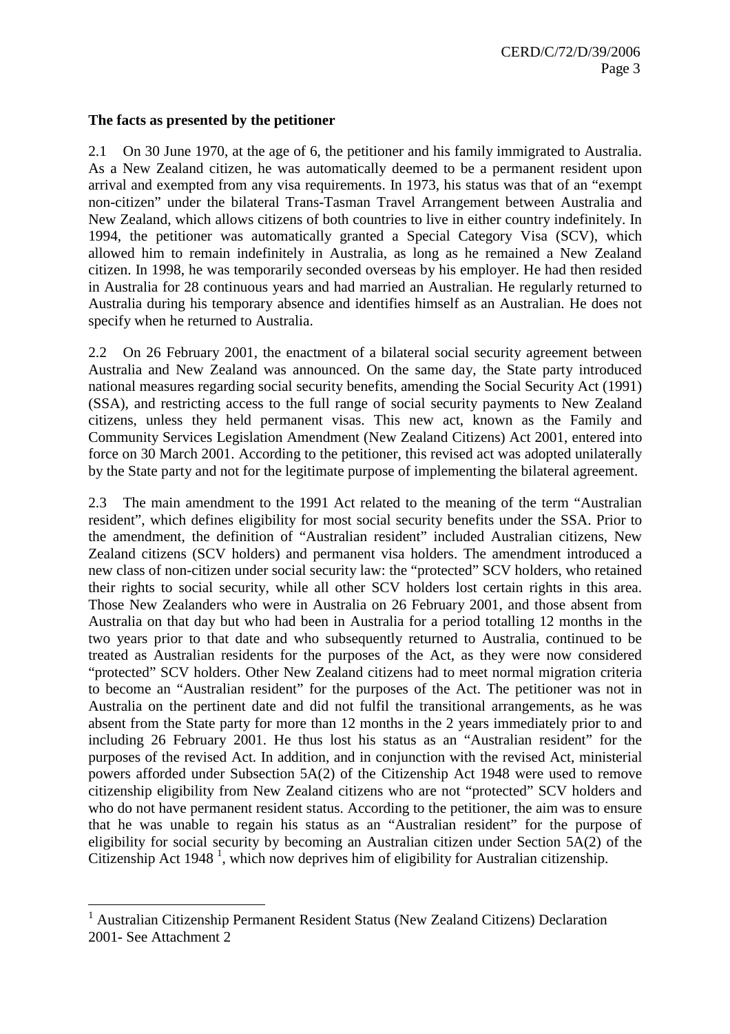**The facts as presented by the petitioner**

2.1 On 30 June 1970, at the age of 6, the petitioner and his family immigrated to Australia. As a New Zealand citizen, he was automatically deemed to be a permanent resident upon arrival and exempted from any visa requirements. In 1973, his status was that of an "exempt non-citizen" under the bilateral Trans-Tasman Travel Arrangement between Australia and New Zealand, which allows citizens of both countries to live in either country indefinitely. In 1994, the petitioner was automatically granted a Special Category Visa (SCV), which allowed him to remain indefinitely in Australia, as long as he remained a New Zealand citizen. In 1998, he was temporarily seconded overseas by his employer. He had then resided in Australia for 28 continuous years and had married an Australian. He regularly returned to Australia during his temporary absence and identifies himself as an Australian. He does not specify when he returned to Australia.

2.2 On 26 February 2001, the enactment of a bilateral social security agreement between Australia and New Zealand was announced. On the same day, the State party introduced national measures regarding social security benefits, amending the Social Security Act (1991) (SSA), and restricting access to the full range of social security payments to New Zealand citizens, unless they held permanent visas. This new act, known as the Family and Community Services Legislation Amendment (New Zealand Citizens) Act 2001, entered into force on 30 March 2001. According to the petitioner, this revised act was adopted unilaterally by the State party and not for the legitimate purpose of implementing the bilateral agreement.

2.3 The main amendment to the 1991 Act related to the meaning of the term "Australian resident", which defines eligibility for most social security benefits under the SSA. Prior to the amendment, the definition of "Australian resident" included Australian citizens, New Zealand citizens (SCV holders) and permanent visa holders. The amendment introduced a new class of non-citizen under social security law: the "protected" SCV holders, who retained their rights to social security, while all other SCV holders lost certain rights in this area. Those New Zealanders who were in Australia on 26 February 2001, and those absent from Australia on that day but who had been in Australia for a period totalling 12 months in the two years prior to that date and who subsequently returned to Australia, continued to be treated as Australian residents for the purposes of the Act, as they were now considered "protected" SCV holders. Other New Zealand citizens had to meet normal migration criteria to become an "Australian resident" for the purposes of the Act. The petitioner was not in Australia on the pertinent date and did not fulfil the transitional arrangements, as he was absent from the State party for more than 12 months in the 2 years immediately prior to and including 26 February 2001. He thus lost his status as an "Australian resident" for the purposes of the revised Act. In addition, and in conjunction with the revised Act, ministerial powers afforded under Subsection 5A(2) of the Citizenship Act 1948 were used to remove citizenship eligibility from New Zealand citizens who are not "protected" SCV holders and who do not have permanent resident status. According to the petitioner, the aim was to ensure that he was unable to regain his status as an "Australian resident" for the purpose of eligibility for social security by becoming an Australian citizen under Section 5A(2) of the Citizenship Act 1948 [1], which now deprives him of eligibility for Australian citizenship.

---

[1] Australian Citizenship Permanent Resident Status (New Zealand Citizens) Declaration 2001- See Attachment 2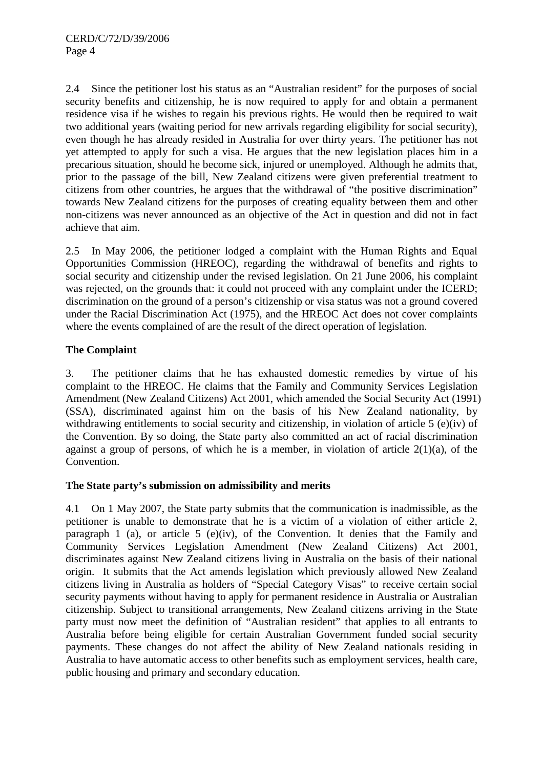2.4 Since the petitioner lost his status as an "Australian resident" for the purposes of social security benefits and citizenship, he is now required to apply for and obtain a permanent residence visa if he wishes to regain his previous rights. He would then be required to wait two additional years (waiting period for new arrivals regarding eligibility for social security), even though he has already resided in Australia for over thirty years. The petitioner has not yet attempted to apply for such a visa. He argues that the new legislation places him in a precarious situation, should he become sick, injured or unemployed. Although he admits that, prior to the passage of the bill, New Zealand citizens were given preferential treatment to citizens from other countries, he argues that the withdrawal of "the positive discrimination" towards New Zealand citizens for the purposes of creating equality between them and other non-citizens was never announced as an objective of the Act in question and did not in fact achieve that aim.

2.5 In May 2006, the petitioner lodged a complaint with the Human Rights and Equal Opportunities Commission (HREOC), regarding the withdrawal of benefits and rights to social security and citizenship under the revised legislation. On 21 June 2006, his complaint was rejected, on the grounds that: it could not proceed with any complaint under the ICERD; discrimination on the ground of a person's citizenship or visa status was not a ground covered under the Racial Discrimination Act (1975), and the HREOC Act does not cover complaints where the events complained of are the result of the direct operation of legislation.

**The Complaint**

3. The petitioner claims that he has exhausted domestic remedies by virtue of his complaint to the HREOC. He claims that the Family and Community Services Legislation Amendment (New Zealand Citizens) Act 2001, which amended the Social Security Act (1991) (SSA), discriminated against him on the basis of his New Zealand nationality, by withdrawing entitlements to social security and citizenship, in violation of article 5 (e)(iv) of the Convention. By so doing, the State party also committed an act of racial discrimination against a group of persons, of which he is a member, in violation of article 2(1)(a), of the Convention.

**The State party's submission on admissibility and merits**

4.1 On 1 May 2007, the State party submits that the communication is inadmissible, as the petitioner is unable to demonstrate that he is a victim of a violation of either article 2, paragraph 1 (a), or article 5 (e)(iv), of the Convention. It denies that the Family and Community Services Legislation Amendment (New Zealand Citizens) Act 2001, discriminates against New Zealand citizens living in Australia on the basis of their national origin. It submits that the Act amends legislation which previously allowed New Zealand citizens living in Australia as holders of "Special Category Visas" to receive certain social security payments without having to apply for permanent residence in Australia or Australian citizenship. Subject to transitional arrangements, New Zealand citizens arriving in the State party must now meet the definition of "Australian resident" that applies to all entrants to Australia before being eligible for certain Australian Government funded social security payments. These changes do not affect the ability of New Zealand nationals residing in Australia to have automatic access to other benefits such as employment services, health care, public housing and primary and secondary education.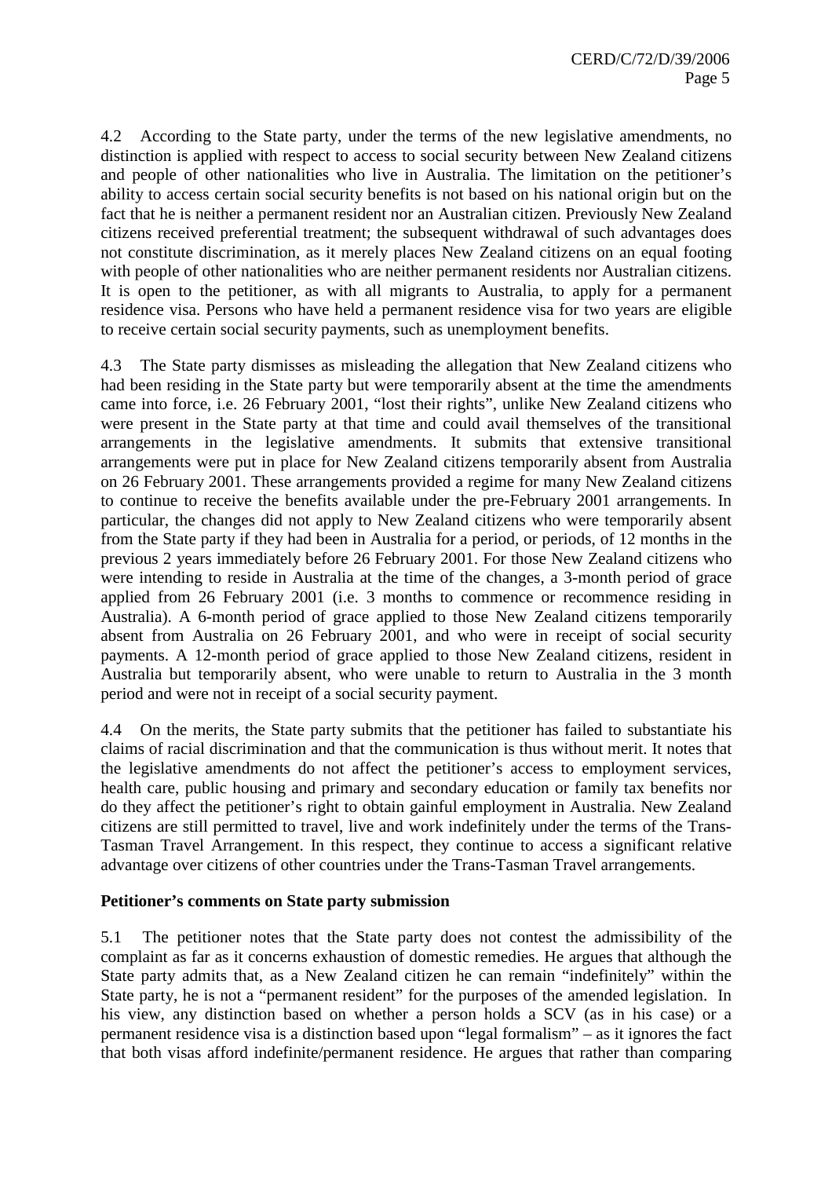4.2 According to the State party, under the terms of the new legislative amendments, no distinction is applied with respect to access to social security between New Zealand citizens and people of other nationalities who live in Australia. The limitation on the petitioner's ability to access certain social security benefits is not based on his national origin but on the fact that he is neither a permanent resident nor an Australian citizen. Previously New Zealand citizens received preferential treatment; the subsequent withdrawal of such advantages does not constitute discrimination, as it merely places New Zealand citizens on an equal footing with people of other nationalities who are neither permanent residents nor Australian citizens. It is open to the petitioner, as with all migrants to Australia, to apply for a permanent residence visa. Persons who have held a permanent residence visa for two years are eligible to receive certain social security payments, such as unemployment benefits.

4.3 The State party dismisses as misleading the allegation that New Zealand citizens who had been residing in the State party but were temporarily absent at the time the amendments came into force, i.e. 26 February 2001, "lost their rights", unlike New Zealand citizens who were present in the State party at that time and could avail themselves of the transitional arrangements in the legislative amendments. It submits that extensive transitional arrangements were put in place for New Zealand citizens temporarily absent from Australia on 26 February 2001. These arrangements provided a regime for many New Zealand citizens to continue to receive the benefits available under the pre-February 2001 arrangements. In particular, the changes did not apply to New Zealand citizens who were temporarily absent from the State party if they had been in Australia for a period, or periods, of 12 months in the previous 2 years immediately before 26 February 2001. For those New Zealand citizens who were intending to reside in Australia at the time of the changes, a 3-month period of grace applied from 26 February 2001 (i.e. 3 months to commence or recommence residing in Australia). A 6-month period of grace applied to those New Zealand citizens temporarily absent from Australia on 26 February 2001, and who were in receipt of social security payments. A 12-month period of grace applied to those New Zealand citizens, resident in Australia but temporarily absent, who were unable to return to Australia in the 3 month period and were not in receipt of a social security payment.

4.4 On the merits, the State party submits that the petitioner has failed to substantiate his claims of racial discrimination and that the communication is thus without merit. It notes that the legislative amendments do not affect the petitioner's access to employment services, health care, public housing and primary and secondary education or family tax benefits nor do they affect the petitioner's right to obtain gainful employment in Australia. New Zealand citizens are still permitted to travel, live and work indefinitely under the terms of the Trans-Tasman Travel Arrangement. In this respect, they continue to access a significant relative advantage over citizens of other countries under the Trans-Tasman Travel arrangements.

**Petitioner's comments on State party submission**

5.1 The petitioner notes that the State party does not contest the admissibility of the complaint as far as it concerns exhaustion of domestic remedies. He argues that although the State party admits that, as a New Zealand citizen he can remain "indefinitely" within the State party, he is not a "permanent resident" for the purposes of the amended legislation. In his view, any distinction based on whether a person holds a SCV (as in his case) or a permanent residence visa is a distinction based upon "legal formalism" – as it ignores the fact that both visas afford indefinite/permanent residence. He argues that rather than comparing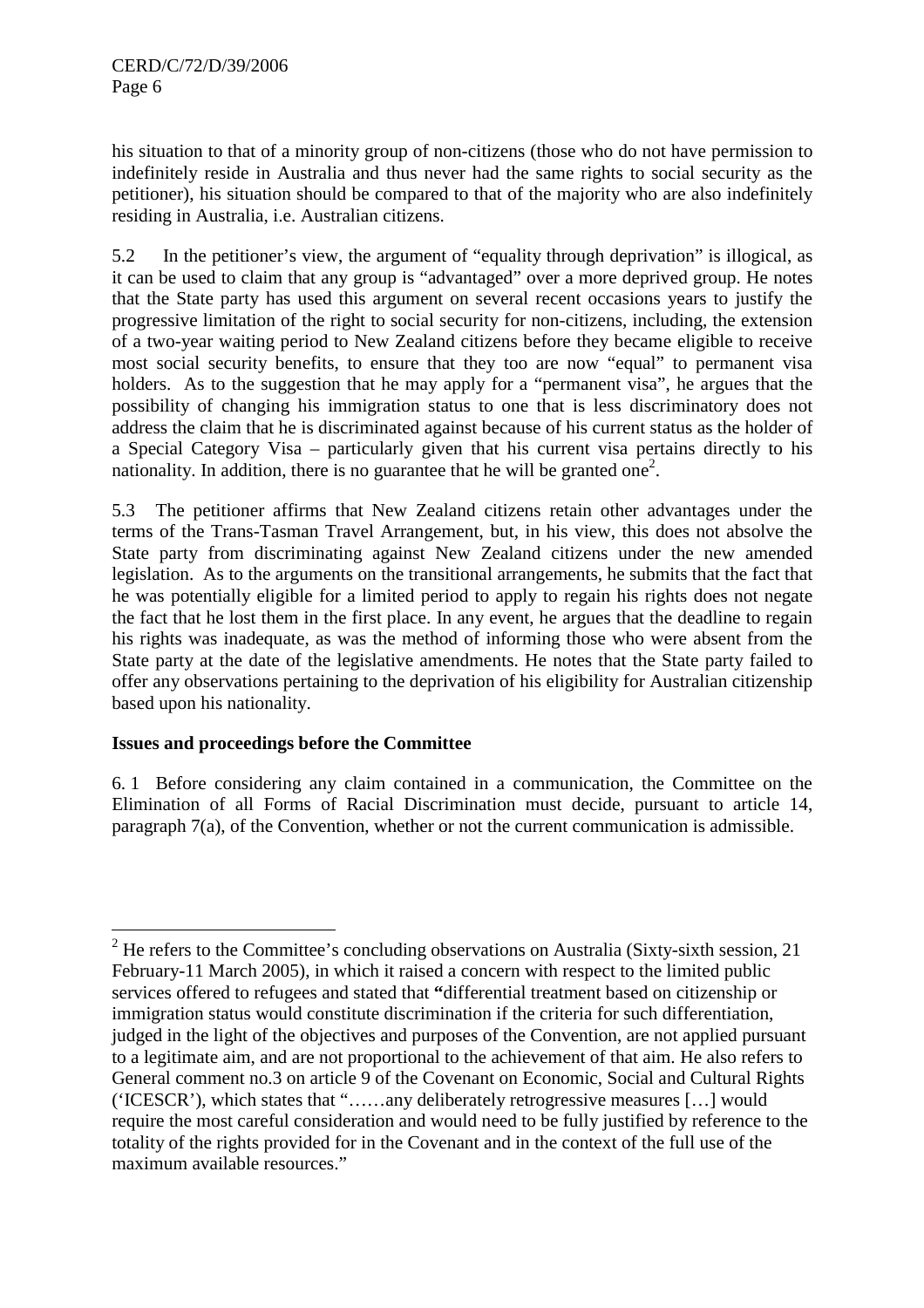his situation to that of a minority group of non-citizens (those who do not have permission to indefinitely reside in Australia and thus never had the same rights to social security as the petitioner), his situation should be compared to that of the majority who are also indefinitely residing in Australia, i.e. Australian citizens.

5.2 In the petitioner's view, the argument of "equality through deprivation" is illogical, as it can be used to claim that any group is "advantaged" over a more deprived group. He notes that the State party has used this argument on several recent occasions years to justify the progressive limitation of the right to social security for non-citizens, including, the extension of a two-year waiting period to New Zealand citizens before they became eligible to receive most social security benefits, to ensure that they too are now "equal" to permanent visa holders. As to the suggestion that he may apply for a "permanent visa", he argues that the possibility of changing his immigration status to one that is less discriminatory does not address the claim that he is discriminated against because of his current status as the holder of a Special Category Visa – particularly given that his current visa pertains directly to his nationality. In addition, there is no guarantee that he will be granted one[2].

5.3 The petitioner affirms that New Zealand citizens retain other advantages under the terms of the Trans-Tasman Travel Arrangement, but, in his view, this does not absolve the State party from discriminating against New Zealand citizens under the new amended legislation. As to the arguments on the transitional arrangements, he submits that the fact that he was potentially eligible for a limited period to apply to regain his rights does not negate the fact that he lost them in the first place. In any event, he argues that the deadline to regain his rights was inadequate, as was the method of informing those who were absent from the State party at the date of the legislative amendments. He notes that the State party failed to offer any observations pertaining to the deprivation of his eligibility for Australian citizenship based upon his nationality.

**Issues and proceedings before the Committee**

6. 1 Before considering any claim contained in a communication, the Committee on the Elimination of all Forms of Racial Discrimination must decide, pursuant to article 14, paragraph 7(a), of the Convention, whether or not the current communication is admissible.

---

[2] He refers to the Committee's concluding observations on Australia (Sixty-sixth session, 21 February-11 March 2005), in which it raised a concern with respect to the limited public services offered to refugees and stated that "differential treatment based on citizenship or immigration status would constitute discrimination if the criteria for such differentiation, judged in the light of the objectives and purposes of the Convention, are not applied pursuant to a legitimate aim, and are not proportional to the achievement of that aim. He also refers to General comment no.3 on article 9 of the Covenant on Economic, Social and Cultural Rights ('ICESCR'), which states that "……any deliberately retrogressive measures […] would require the most careful consideration and would need to be fully justified by reference to the totality of the rights provided for in the Covenant and in the context of the full use of the maximum available resources."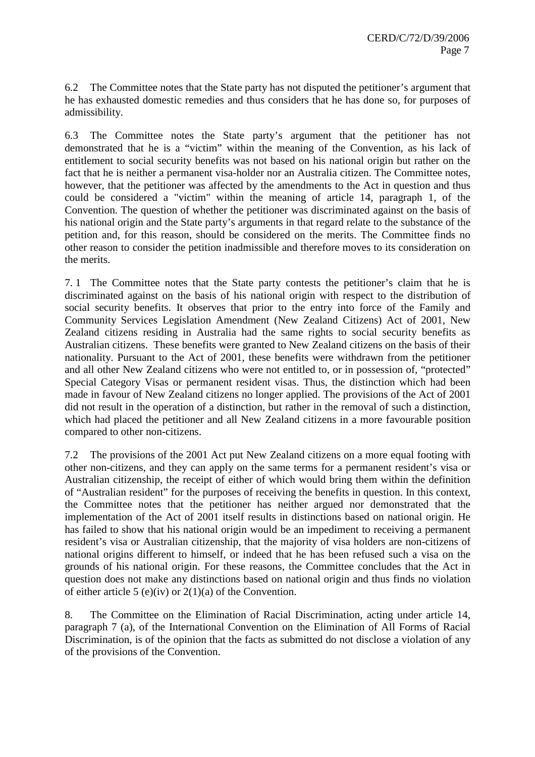6.2 The Committee notes that the State party has not disputed the petitioner's argument that he has exhausted domestic remedies and thus considers that he has done so, for purposes of admissibility.

6.3 The Committee notes the State party's argument that the petitioner has not demonstrated that he is a "victim" within the meaning of the Convention, as his lack of entitlement to social security benefits was not based on his national origin but rather on the fact that he is neither a permanent visa-holder nor an Australia citizen. The Committee notes, however, that the petitioner was affected by the amendments to the Act in question and thus could be considered a "victim" within the meaning of article 14, paragraph 1, of the Convention. The question of whether the petitioner was discriminated against on the basis of his national origin and the State party's arguments in that regard relate to the substance of the petition and, for this reason, should be considered on the merits. The Committee finds no other reason to consider the petition inadmissible and therefore moves to its consideration on the merits.

7. 1 The Committee notes that the State party contests the petitioner's claim that he is discriminated against on the basis of his national origin with respect to the distribution of social security benefits. It observes that prior to the entry into force of the Family and Community Services Legislation Amendment (New Zealand Citizens) Act of 2001, New Zealand citizens residing in Australia had the same rights to social security benefits as Australian citizens. These benefits were granted to New Zealand citizens on the basis of their nationality. Pursuant to the Act of 2001, these benefits were withdrawn from the petitioner and all other New Zealand citizens who were not entitled to, or in possession of, "protected" Special Category Visas or permanent resident visas. Thus, the distinction which had been made in favour of New Zealand citizens no longer applied. The provisions of the Act of 2001 did not result in the operation of a distinction, but rather in the removal of such a distinction, which had placed the petitioner and all New Zealand citizens in a more favourable position compared to other non-citizens.

7.2 The provisions of the 2001 Act put New Zealand citizens on a more equal footing with other non-citizens, and they can apply on the same terms for a permanent resident's visa or Australian citizenship, the receipt of either of which would bring them within the definition of "Australian resident" for the purposes of receiving the benefits in question. In this context, the Committee notes that the petitioner has neither argued nor demonstrated that the implementation of the Act of 2001 itself results in distinctions based on national origin. He has failed to show that his national origin would be an impediment to receiving a permanent resident's visa or Australian citizenship, that the majority of visa holders are non-citizens of national origins different to himself, or indeed that he has been refused such a visa on the grounds of his national origin. For these reasons, the Committee concludes that the Act in question does not make any distinctions based on national origin and thus finds no violation of either article 5 (e)(iv) or 2(1)(a) of the Convention.

8. The Committee on the Elimination of Racial Discrimination, acting under article 14, paragraph 7 (a), of the International Convention on the Elimination of All Forms of Racial Discrimination, is of the opinion that the facts as submitted do not disclose a violation of any of the provisions of the Convention.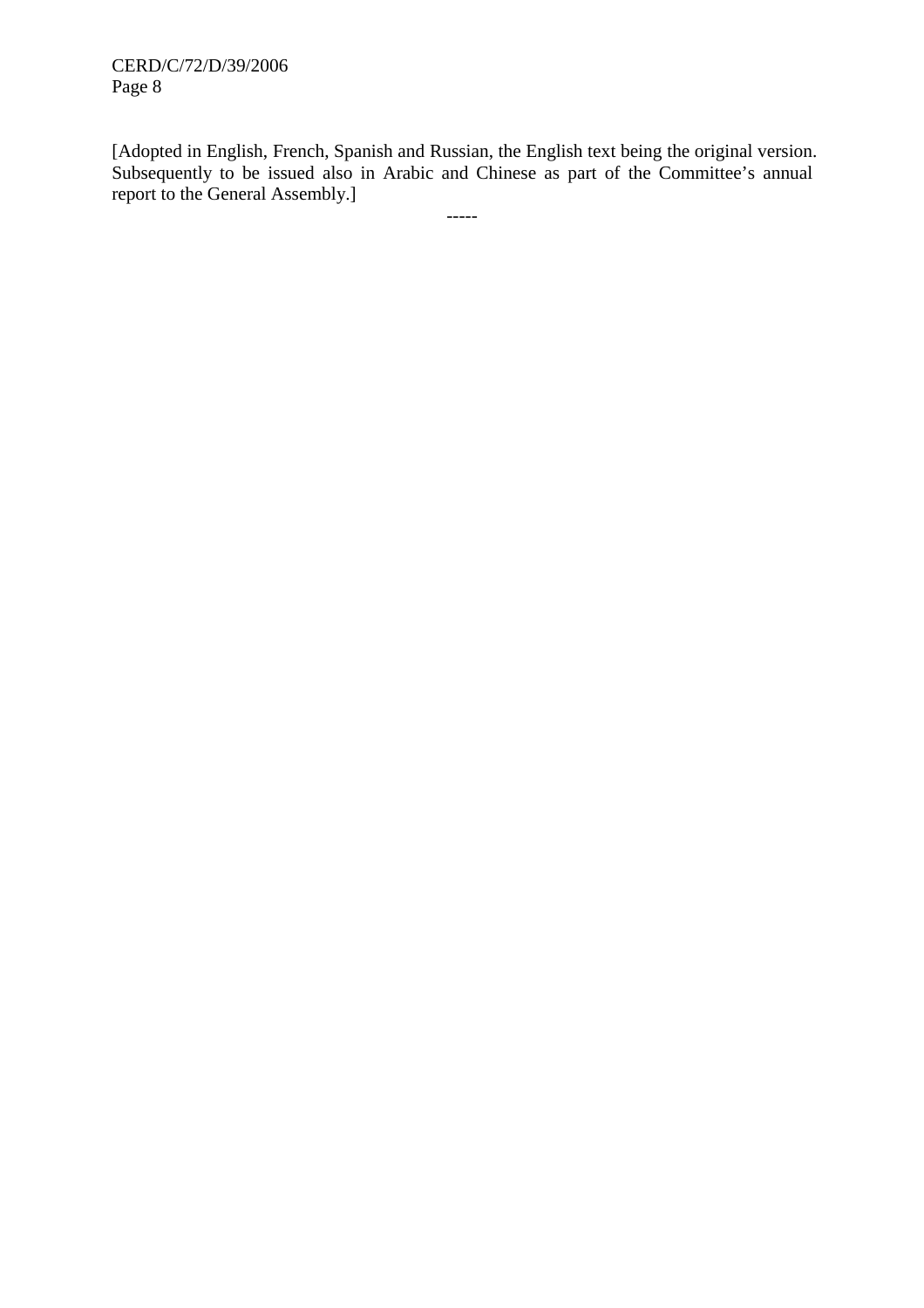[Adopted in English, French, Spanish and Russian, the English text being the original version. Subsequently to be issued also in Arabic and Chinese as part of the Committee's annual report to the General Assembly.]

-----